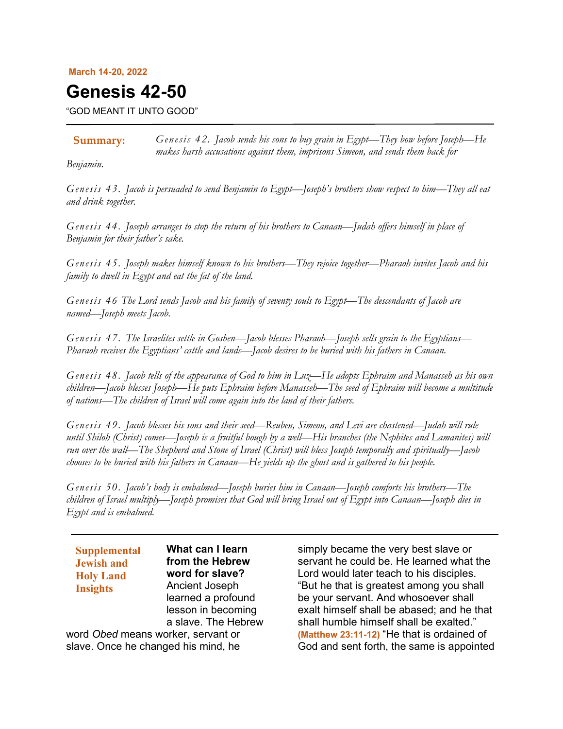**March 14-20, 2022**

# Genesis 42-50

"GOD MEANT IT UNTO GOOD"

---

**Summary:** *Genesis 42. Jacob sends his sons to buy grain in Egypt—They bow before Joseph—He makes harsh accusations against them, imprisons Simeon, and sends them back for Benjamin.*

*Genesis 43. Jacob is persuaded to send Benjamin to Egypt—Joseph's brothers show respect to him—They all eat and drink together.*

*Genesis 44. Joseph arranges to stop the return of his brothers to Canaan—Judah offers himself in place of Benjamin for their father's sake.*

*Genesis 45. Joseph makes himself known to his brothers—They rejoice together—Pharaoh invites Jacob and his family to dwell in Egypt and eat the fat of the land.*

*Genesis 46 The Lord sends Jacob and his family of seventy souls to Egypt—The descendants of Jacob are named—Joseph meets Jacob.*

*Genesis 47. The Israelites settle in Goshen—Jacob blesses Pharaoh—Joseph sells grain to the Egyptians—Pharaoh receives the Egyptians' cattle and lands—Jacob desires to be buried with his fathers in Canaan.*

*Genesis 48. Jacob tells of the appearance of God to him in Luz—He adopts Ephraim and Manasseh as his own children—Jacob blesses Joseph—He puts Ephraim before Manasseh—The seed of Ephraim will become a multitude of nations—The children of Israel will come again into the land of their fathers.*

*Genesis 49. Jacob blesses his sons and their seed—Reuben, Simeon, and Levi are chastened—Judah will rule until Shiloh (Christ) comes—Joseph is a fruitful bough by a well—His branches (the Nephites and Lamanites) will run over the wall—The Shepherd and Stone of Israel (Christ) will bless Joseph temporally and spiritually—Jacob chooses to be buried with his fathers in Canaan—He yields up the ghost and is gathered to his people.*

*Genesis 50. Jacob's body is embalmed—Joseph buries him in Canaan—Joseph comforts his brothers—The children of Israel multiply—Joseph promises that God will bring Israel out of Egypt into Canaan—Joseph dies in Egypt and is embalmed.*

---

**Supplemental Jewish and Holy Land Insights**

**What can I learn from the Hebrew word for slave?** Ancient Joseph learned a profound lesson in becoming a slave. The Hebrew word *Obed* means worker, servant or slave. Once he changed his mind, he simply became the very best slave or servant he could be. He learned what the Lord would later teach to his disciples. "But he that is greatest among you shall be your servant. And whosoever shall exalt himself shall be abased; and he that shall humble himself shall be exalted." **(Matthew 23:11-12)** "He that is ordained of God and sent forth, the same is appointed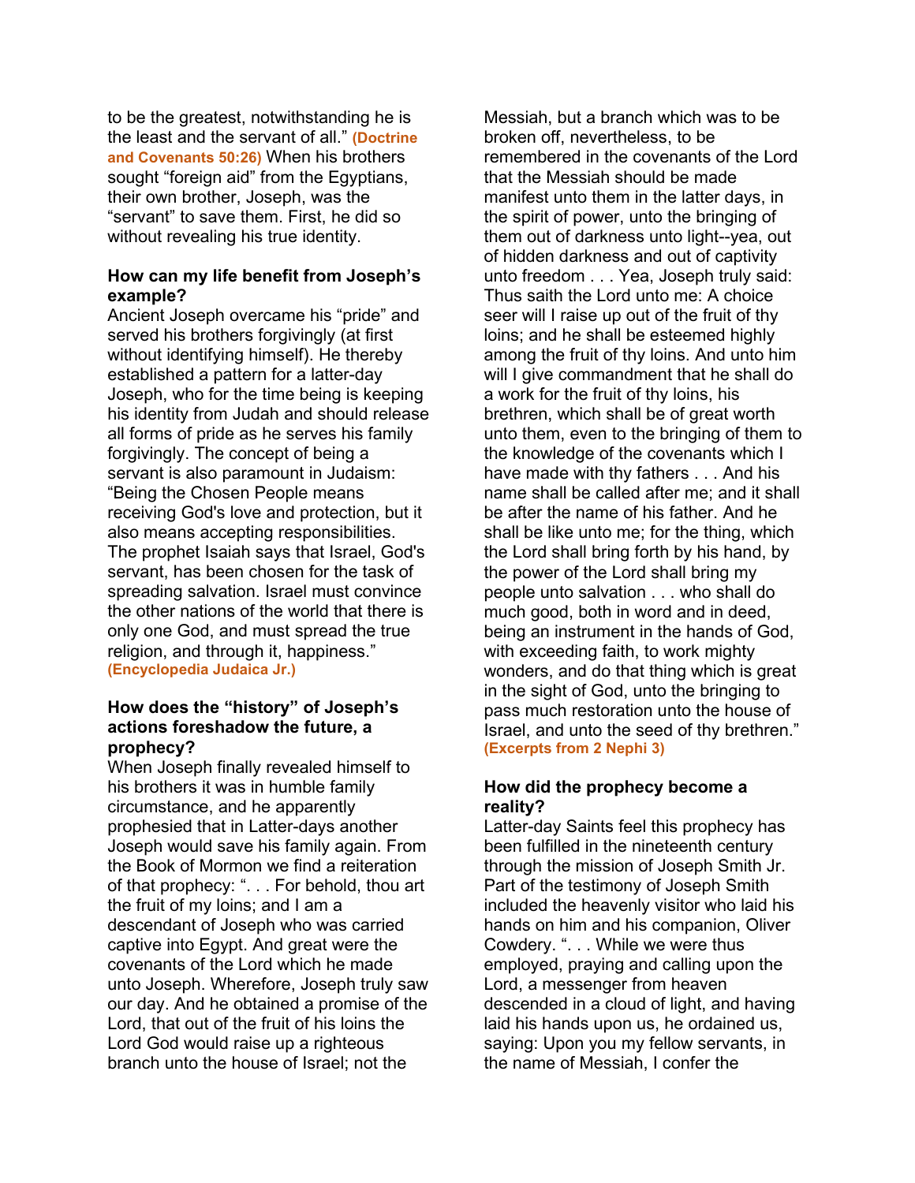to be the greatest, notwithstanding he is the least and the servant of all." **(Doctrine and Covenants 50:26)** When his brothers sought "foreign aid" from the Egyptians, their own brother, Joseph, was the "servant" to save them. First, he did so without revealing his true identity.

**How can my life benefit from Joseph's example?**

Ancient Joseph overcame his "pride" and served his brothers forgivingly (at first without identifying himself). He thereby established a pattern for a latter-day Joseph, who for the time being is keeping his identity from Judah and should release all forms of pride as he serves his family forgivingly. The concept of being a servant is also paramount in Judaism: "Being the Chosen People means receiving God's love and protection, but it also means accepting responsibilities. The prophet Isaiah says that Israel, God's servant, has been chosen for the task of spreading salvation. Israel must convince the other nations of the world that there is only one God, and must spread the true religion, and through it, happiness." **(Encyclopedia Judaica Jr.)**

**How does the "history" of Joseph's actions foreshadow the future, a prophecy?**

When Joseph finally revealed himself to his brothers it was in humble family circumstance, and he apparently prophesied that in Latter-days another Joseph would save his family again. From the Book of Mormon we find a reiteration of that prophecy: ". . . For behold, thou art the fruit of my loins; and I am a descendant of Joseph who was carried captive into Egypt. And great were the covenants of the Lord which he made unto Joseph. Wherefore, Joseph truly saw our day. And he obtained a promise of the Lord, that out of the fruit of his loins the Lord God would raise up a righteous branch unto the house of Israel; not the Messiah, but a branch which was to be broken off, nevertheless, to be remembered in the covenants of the Lord that the Messiah should be made manifest unto them in the latter days, in the spirit of power, unto the bringing of them out of darkness unto light--yea, out of hidden darkness and out of captivity unto freedom . . . Yea, Joseph truly said: Thus saith the Lord unto me: A choice seer will I raise up out of the fruit of thy loins; and he shall be esteemed highly among the fruit of thy loins. And unto him will I give commandment that he shall do a work for the fruit of thy loins, his brethren, which shall be of great worth unto them, even to the bringing of them to the knowledge of the covenants which I have made with thy fathers . . . And his name shall be called after me; and it shall be after the name of his father. And he shall be like unto me; for the thing, which the Lord shall bring forth by his hand, by the power of the Lord shall bring my people unto salvation . . . who shall do much good, both in word and in deed, being an instrument in the hands of God, with exceeding faith, to work mighty wonders, and do that thing which is great in the sight of God, unto the bringing to pass much restoration unto the house of Israel, and unto the seed of thy brethren." **(Excerpts from 2 Nephi 3)**

**How did the prophecy become a reality?**

Latter-day Saints feel this prophecy has been fulfilled in the nineteenth century through the mission of Joseph Smith Jr. Part of the testimony of Joseph Smith included the heavenly visitor who laid his hands on him and his companion, Oliver Cowdery. ". . . While we were thus employed, praying and calling upon the Lord, a messenger from heaven descended in a cloud of light, and having laid his hands upon us, he ordained us, saying: Upon you my fellow servants, in the name of Messiah, I confer the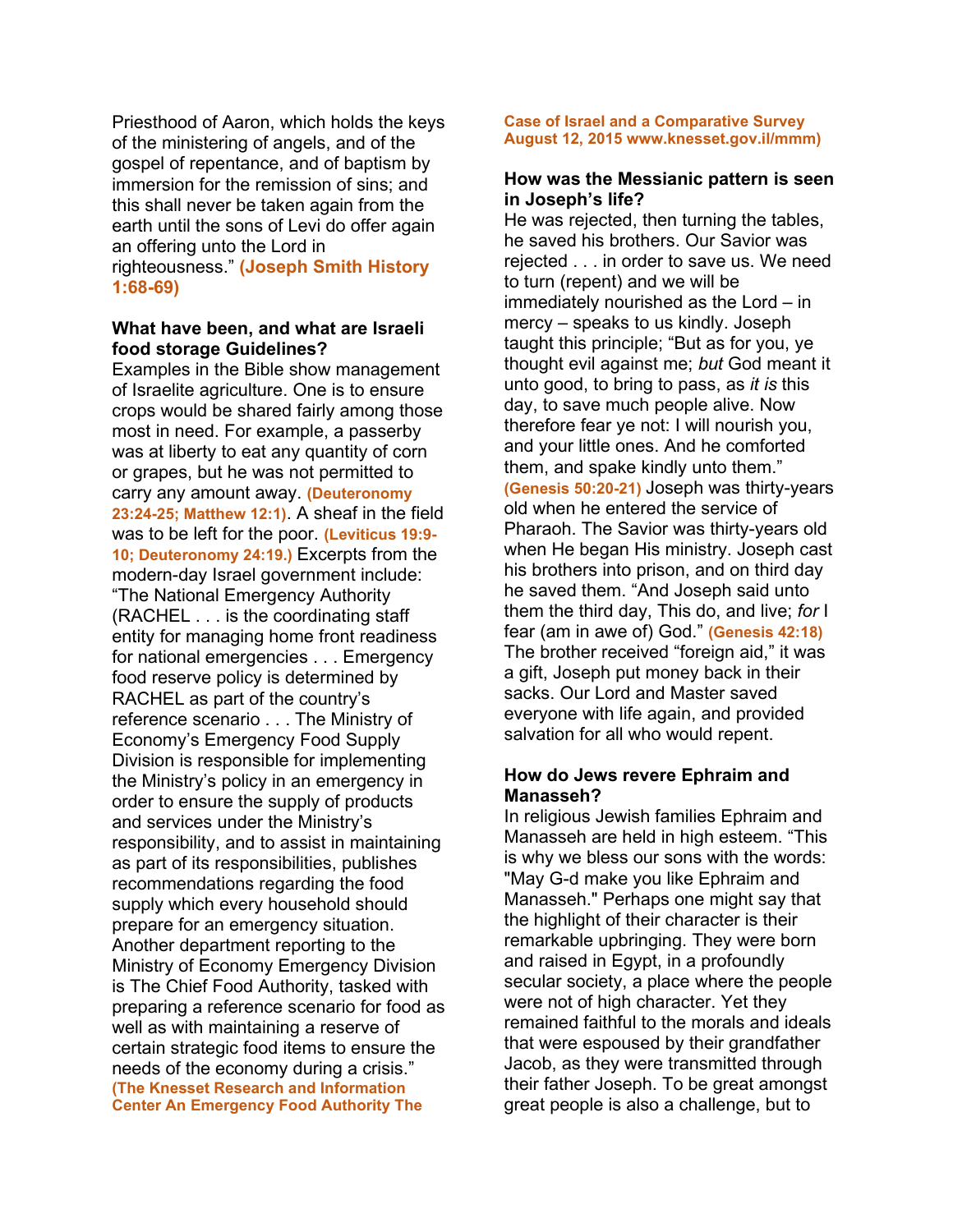Priesthood of Aaron, which holds the keys of the ministering of angels, and of the gospel of repentance, and of baptism by immersion for the remission of sins; and this shall never be taken again from the earth until the sons of Levi do offer again an offering unto the Lord in righteousness." **(Joseph Smith History 1:68-69)**

**What have been, and what are Israeli food storage Guidelines?**
Examples in the Bible show management of Israelite agriculture. One is to ensure crops would be shared fairly among those most in need. For example, a passerby was at liberty to eat any quantity of corn or grapes, but he was not permitted to carry any amount away. **(Deuteronomy 23:24-25; Matthew 12:1)**. A sheaf in the field was to be left for the poor. **(Leviticus 19:9-10; Deuteronomy 24:19.)** Excerpts from the modern-day Israel government include: "The National Emergency Authority (RACHEL . . . is the coordinating staff entity for managing home front readiness for national emergencies . . . Emergency food reserve policy is determined by RACHEL as part of the country's reference scenario . . . The Ministry of Economy's Emergency Food Supply Division is responsible for implementing the Ministry's policy in an emergency in order to ensure the supply of products and services under the Ministry's responsibility, and to assist in maintaining as part of its responsibilities, publishes recommendations regarding the food supply which every household should prepare for an emergency situation. Another department reporting to the Ministry of Economy Emergency Division is The Chief Food Authority, tasked with preparing a reference scenario for food as well as with maintaining a reserve of certain strategic food items to ensure the needs of the economy during a crisis." **(The Knesset Research and Information Center An Emergency Food Authority The Case of Israel and a Comparative Survey August 12, 2015 www.knesset.gov.il/mmm)**

**How was the Messianic pattern is seen in Joseph's life?**
He was rejected, then turning the tables, he saved his brothers. Our Savior was rejected . . . in order to save us. We need to turn (repent) and we will be immediately nourished as the Lord – in mercy – speaks to us kindly. Joseph taught this principle; "But as for you, ye thought evil against me; *but* God meant it unto good, to bring to pass, as *it is* this day, to save much people alive. Now therefore fear ye not: I will nourish you, and your little ones. And he comforted them, and spake kindly unto them." **(Genesis 50:20-21)** Joseph was thirty-years old when he entered the service of Pharaoh. The Savior was thirty-years old when He began His ministry. Joseph cast his brothers into prison, and on third day he saved them. "And Joseph said unto them the third day, This do, and live; *for* I fear (am in awe of) God." **(Genesis 42:18)** The brother received "foreign aid," it was a gift, Joseph put money back in their sacks. Our Lord and Master saved everyone with life again, and provided salvation for all who would repent.

**How do Jews revere Ephraim and Manasseh?**
In religious Jewish families Ephraim and Manasseh are held in high esteem. "This is why we bless our sons with the words: "May G-d make you like Ephraim and Manasseh." Perhaps one might say that the highlight of their character is their remarkable upbringing. They were born and raised in Egypt, in a profoundly secular society, a place where the people were not of high character. Yet they remained faithful to the morals and ideals that were espoused by their grandfather Jacob, as they were transmitted through their father Joseph. To be great amongst great people is also a challenge, but to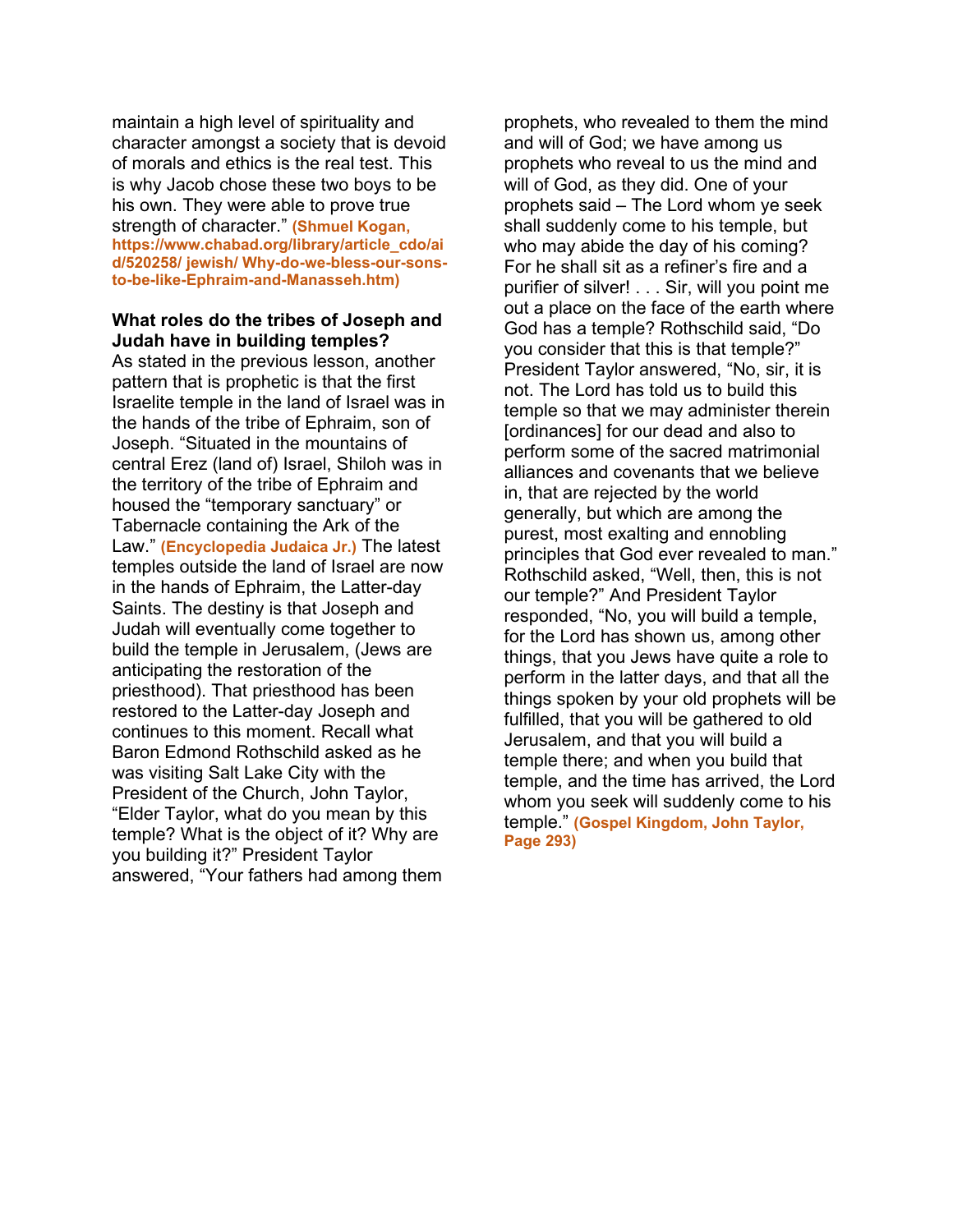maintain a high level of spirituality and character amongst a society that is devoid of morals and ethics is the real test. This is why Jacob chose these two boys to be his own. They were able to prove true strength of character." **(Shmuel Kogan, https://www.chabad.org/library/article_cdo/aid/520258/ jewish/ Why-do-we-bless-our-sons-to-be-like-Ephraim-and-Manasseh.htm)**

**What roles do the tribes of Joseph and Judah have in building temples?**

As stated in the previous lesson, another pattern that is prophetic is that the first Israelite temple in the land of Israel was in the hands of the tribe of Ephraim, son of Joseph. "Situated in the mountains of central Erez (land of) Israel, Shiloh was in the territory of the tribe of Ephraim and housed the "temporary sanctuary" or Tabernacle containing the Ark of the Law." **(Encyclopedia Judaica Jr.)** The latest temples outside the land of Israel are now in the hands of Ephraim, the Latter-day Saints. The destiny is that Joseph and Judah will eventually come together to build the temple in Jerusalem, (Jews are anticipating the restoration of the priesthood). That priesthood has been restored to the Latter-day Joseph and continues to this moment. Recall what Baron Edmond Rothschild asked as he was visiting Salt Lake City with the President of the Church, John Taylor, "Elder Taylor, what do you mean by this temple? What is the object of it? Why are you building it?" President Taylor answered, "Your fathers had among them prophets, who revealed to them the mind and will of God; we have among us prophets who reveal to us the mind and will of God, as they did. One of your prophets said – The Lord whom ye seek shall suddenly come to his temple, but who may abide the day of his coming? For he shall sit as a refiner's fire and a purifier of silver! . . . Sir, will you point me out a place on the face of the earth where God has a temple? Rothschild said, "Do you consider that this is that temple?" President Taylor answered, "No, sir, it is not. The Lord has told us to build this temple so that we may administer therein [ordinances] for our dead and also to perform some of the sacred matrimonial alliances and covenants that we believe in, that are rejected by the world generally, but which are among the purest, most exalting and ennobling principles that God ever revealed to man." Rothschild asked, "Well, then, this is not our temple?" And President Taylor responded, "No, you will build a temple, for the Lord has shown us, among other things, that you Jews have quite a role to perform in the latter days, and that all the things spoken by your old prophets will be fulfilled, that you will be gathered to old Jerusalem, and that you will build a temple there; and when you build that temple, and the time has arrived, the Lord whom you seek will suddenly come to his temple." **(Gospel Kingdom, John Taylor, Page 293)**